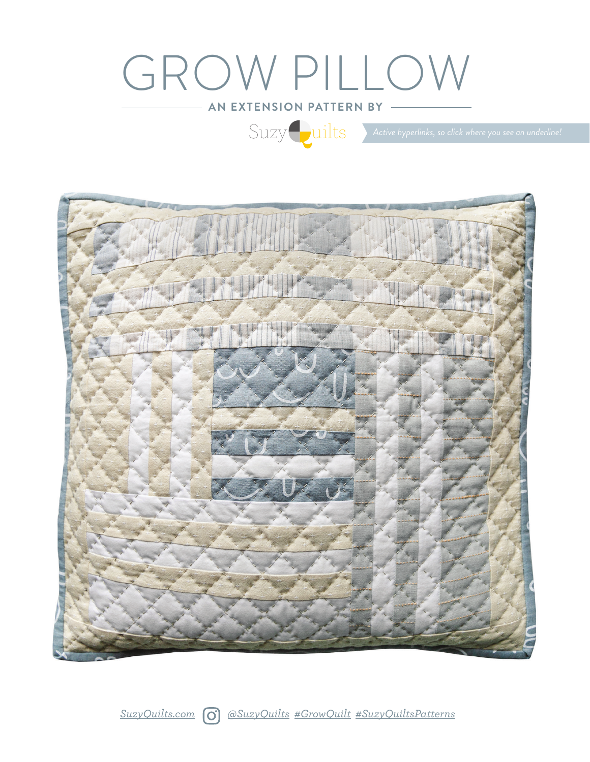# GROW PILLOW

**AN EXTENSION PATTERN BY**

SuzyQuilts

*Active hyperlinks, so click where you see an underline!*

*SuzyQuilts.com* *@SuzyQuilts* *#GrowQuilt* *#SuzyQuiltsPatterns*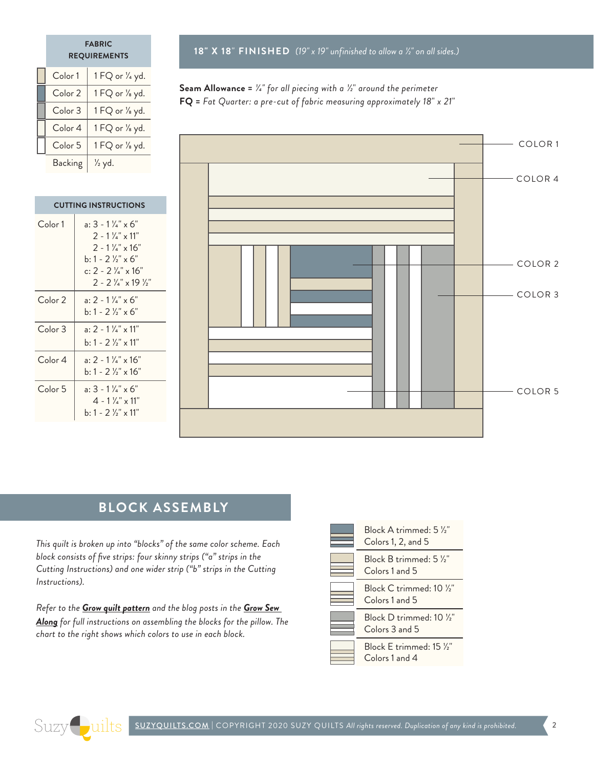| FABRIC REQUIREMENTS | |
|---|---|
| Color 1 | 1 FQ or ¼ yd. |
| Color 2 | 1 FQ or ⅛ yd. |
| Color 3 | 1 FQ or ⅛ yd. |
| Color 4 | 1 FQ or ⅛ yd. |
| Color 5 | 1 FQ or ⅛ yd. |
| Backing | ½ yd. |

| CUTTING INSTRUCTIONS | |
|---|---|
| Color 1 | a: 3 - 1 ¼" x 6"<br>2 - 1 ¼" x 11"<br>2 - 1 ¼" x 16"<br>b: 1 - 2 ½" x 6"<br>c: 2 - 2 ¼" x 16"<br>2 - 2 ¼" x 19 ½" |
| Color 2 | a: 2 - 1 ¼" x 6"<br>b: 1 - 2 ½" x 6" |
| Color 3 | a: 2 - 1 ¼" x 11"<br>b: 1 - 2 ½" x 11" |
| Color 4 | a: 2 - 1 ¼" x 16"<br>b: 1 - 2 ½" x 16" |
| Color 5 | a: 3 - 1 ¼" x 6"<br>4 - 1 ¼" x 11"<br>b: 1 - 2 ½" x 11" |

## 18" X 18" FINISHED *(19" x 19" unfinished to allow a ½" on all sides.)*

**Seam Allowance =** *¼" for all piecing with a ½" around the perimeter*
**FQ =** *Fat Quarter: a pre-cut of fabric measuring approximately 18" x 21"*

COLOR 1
COLOR 4
COLOR 2
COLOR 3
COLOR 5

## BLOCK ASSEMBLY

*This quilt is broken up into "blocks" of the same color scheme. Each block consists of five strips: four skinny strips ("a" strips in the Cutting Instructions) and one wider strip ("b" strips in the Cutting Instructions).*

*Refer to the **Grow quilt pattern** and the blog posts in the **Grow Sew Along** for full instructions on assembling the blocks for the pillow. The chart to the right shows which colors to use in each block.*

| Block | Colors |
|---|---|
| Block A trimmed: 5 ½" | Colors 1, 2, and 5 |
| Block B trimmed: 5 ½" | Colors 1 and 5 |
| Block C trimmed: 10 ½" | Colors 1 and 5 |
| Block D trimmed: 10 ½" | Colors 3 and 5 |
| Block E trimmed: 15 ½" | Colors 1 and 4 |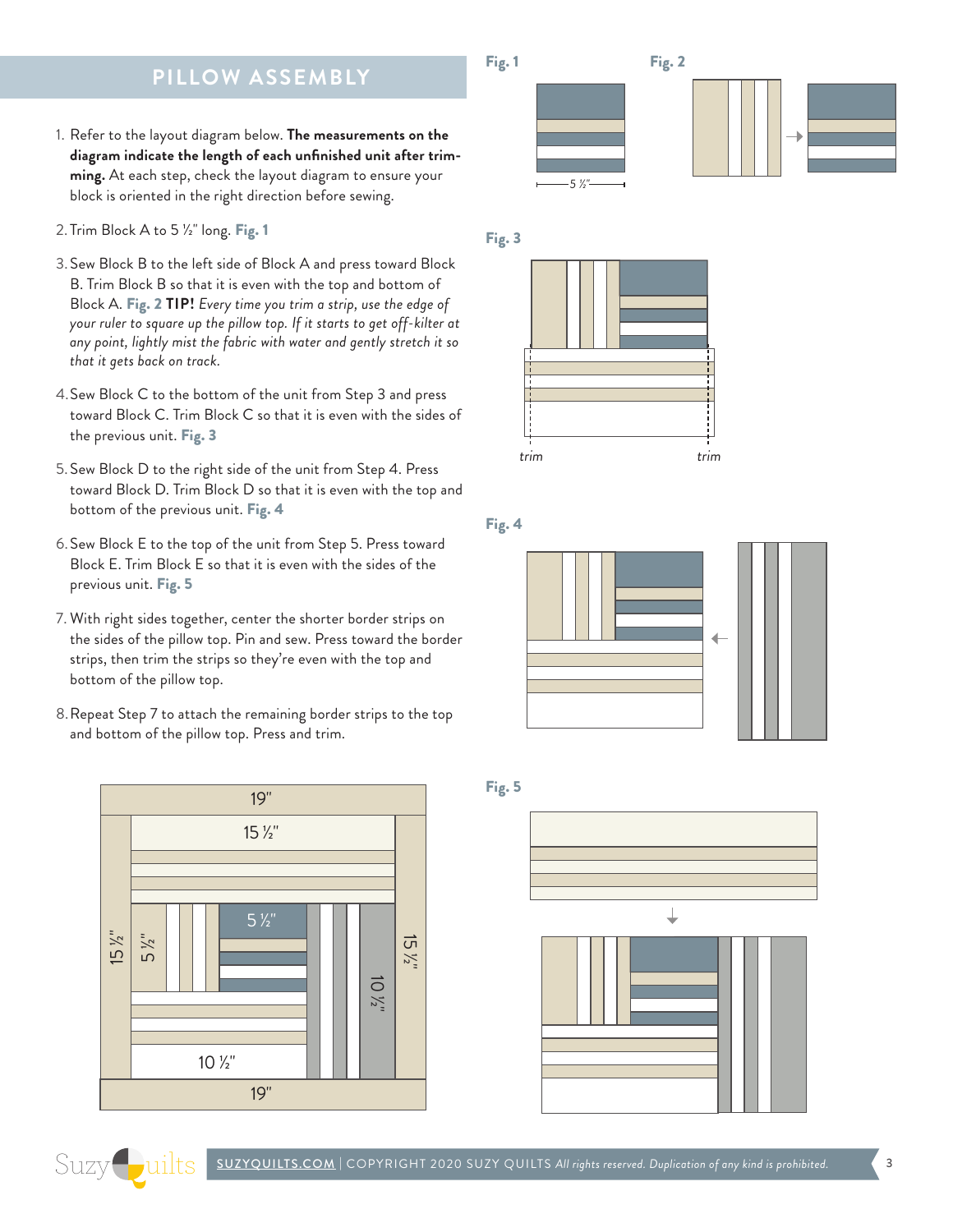## PILLOW ASSEMBLY

1. Refer to the layout diagram below. **The measurements on the diagram indicate the length of each unfinished unit after trimming.** At each step, check the layout diagram to ensure your block is oriented in the right direction before sewing.
2. Trim Block A to 5 ½" long. **Fig. 1**
3. Sew Block B to the left side of Block A and press toward Block B. Trim Block B so that it is even with the top and bottom of Block A. **Fig. 2** **TIP!** *Every time you trim a strip, use the edge of your ruler to square up the pillow top. If it starts to get off-kilter at any point, lightly mist the fabric with water and gently stretch it so that it gets back on track.*
4. Sew Block C to the bottom of the unit from Step 3 and press toward Block C. Trim Block C so that it is even with the sides of the previous unit. **Fig. 3**
5. Sew Block D to the right side of the unit from Step 4. Press toward Block D. Trim Block D so that it is even with the top and bottom of the previous unit. **Fig. 4**
6. Sew Block E to the top of the unit from Step 5. Press toward Block E. Trim Block E so that it is even with the sides of the previous unit. **Fig. 5**
7. With right sides together, center the shorter border strips on the sides of the pillow top. Pin and sew. Press toward the border strips, then trim the strips so they're even with the top and bottom of the pillow top.
8. Repeat Step 7 to attach the remaining border strips to the top and bottom of the pillow top. Press and trim.

**Fig. 1**

5 ½"

**Fig. 2**

**Fig. 3**

trim trim

**Fig. 4**

**Fig. 5**

19"

15 ½"

15 ½" 5 ½" 5 ½" 10 ½" 15 ½"

10 ½"

19"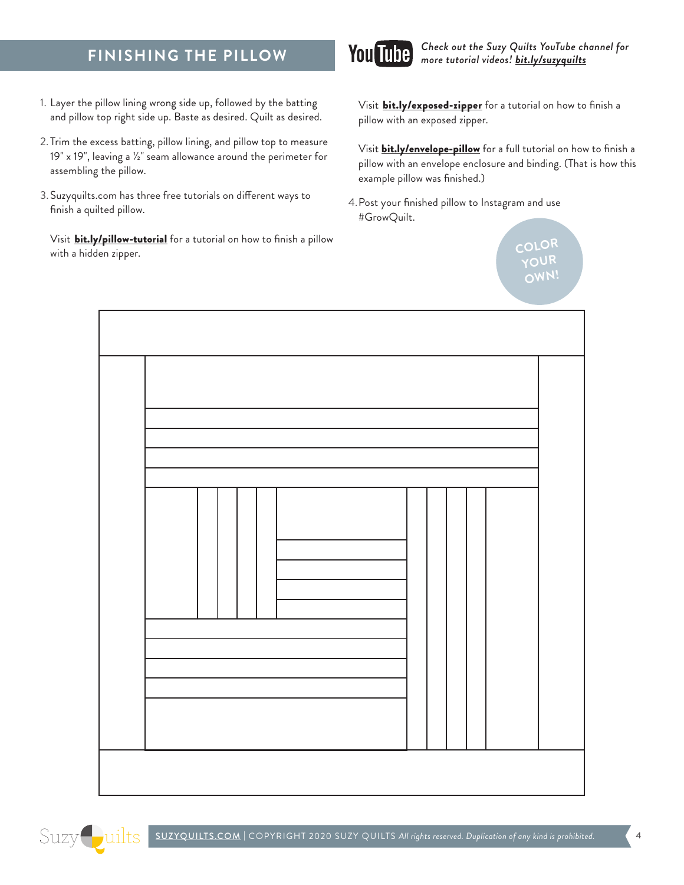## FINISHING THE PILLOW

*Check out the Suzy Quilts YouTube channel for more tutorial videos!* ***bit.ly/suzyquilts***

1. Layer the pillow lining wrong side up, followed by the batting and pillow top right side up. Baste as desired. Quilt as desired.
2. Trim the excess batting, pillow lining, and pillow top to measure 19" x 19", leaving a ½" seam allowance around the perimeter for assembling the pillow.
3. Suzyquilts.com has three free tutorials on different ways to finish a quilted pillow.

   Visit **bit.ly/pillow-tutorial** for a tutorial on how to finish a pillow with a hidden zipper.

   Visit **bit.ly/exposed-zipper** for a tutorial on how to finish a pillow with an exposed zipper.

   Visit **bit.ly/envelope-pillow** for a full tutorial on how to finish a pillow with an envelope enclosure and binding. (That is how this example pillow was finished.)
4. Post your finished pillow to Instagram and use #GrowQuilt.

COLOR YOUR OWN!

SUZYQUILTS.COM | COPYRIGHT 2020 SUZY QUILTS *All rights reserved. Duplication of any kind is prohibited.*